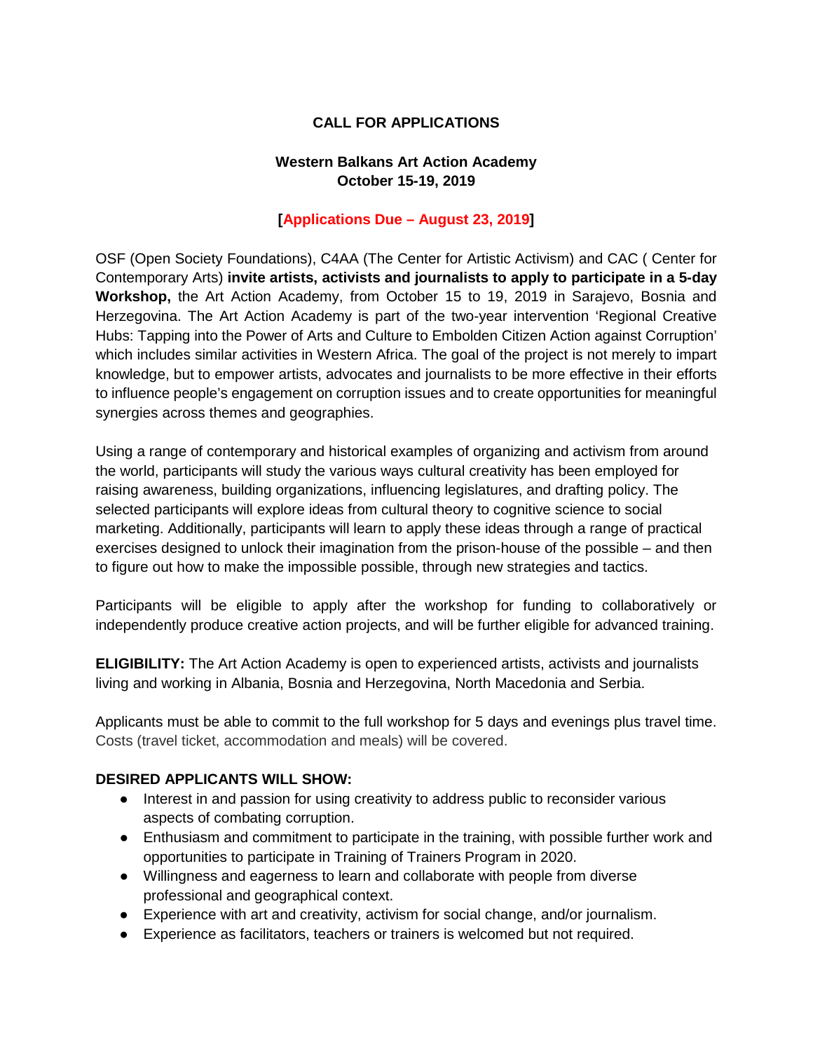# CALL FOR APPLICATIONS

## Western Balkans Art Action Academy
## October 15-19, 2019

**[Applications Due – August 23, 2019]**

OSF (Open Society Foundations), C4AA (The Center for Artistic Activism) and CAC ( Center for Contemporary Arts) **invite artists, activists and journalists to apply to participate in a 5-day Workshop,** the Art Action Academy, from October 15 to 19, 2019 in Sarajevo, Bosnia and Herzegovina. The Art Action Academy is part of the two-year intervention 'Regional Creative Hubs: Tapping into the Power of Arts and Culture to Embolden Citizen Action against Corruption' which includes similar activities in Western Africa. The goal of the project is not merely to impart knowledge, but to empower artists, advocates and journalists to be more effective in their efforts to influence people's engagement on corruption issues and to create opportunities for meaningful synergies across themes and geographies.

Using a range of contemporary and historical examples of organizing and activism from around the world, participants will study the various ways cultural creativity has been employed for raising awareness, building organizations, influencing legislatures, and drafting policy. The selected participants will explore ideas from cultural theory to cognitive science to social marketing. Additionally, participants will learn to apply these ideas through a range of practical exercises designed to unlock their imagination from the prison-house of the possible – and then to figure out how to make the impossible possible, through new strategies and tactics.

Participants will be eligible to apply after the workshop for funding to collaboratively or independently produce creative action projects, and will be further eligible for advanced training.

**ELIGIBILITY:** The Art Action Academy is open to experienced artists, activists and journalists living and working in Albania, Bosnia and Herzegovina, North Macedonia and Serbia.

Applicants must be able to commit to the full workshop for 5 days and evenings plus travel time. Costs (travel ticket, accommodation and meals) will be covered.

**DESIRED APPLICANTS WILL SHOW:**

- Interest in and passion for using creativity to address public to reconsider various aspects of combating corruption.
- Enthusiasm and commitment to participate in the training, with possible further work and opportunities to participate in Training of Trainers Program in 2020.
- Willingness and eagerness to learn and collaborate with people from diverse professional and geographical context.
- Experience with art and creativity, activism for social change, and/or journalism.
- Experience as facilitators, teachers or trainers is welcomed but not required.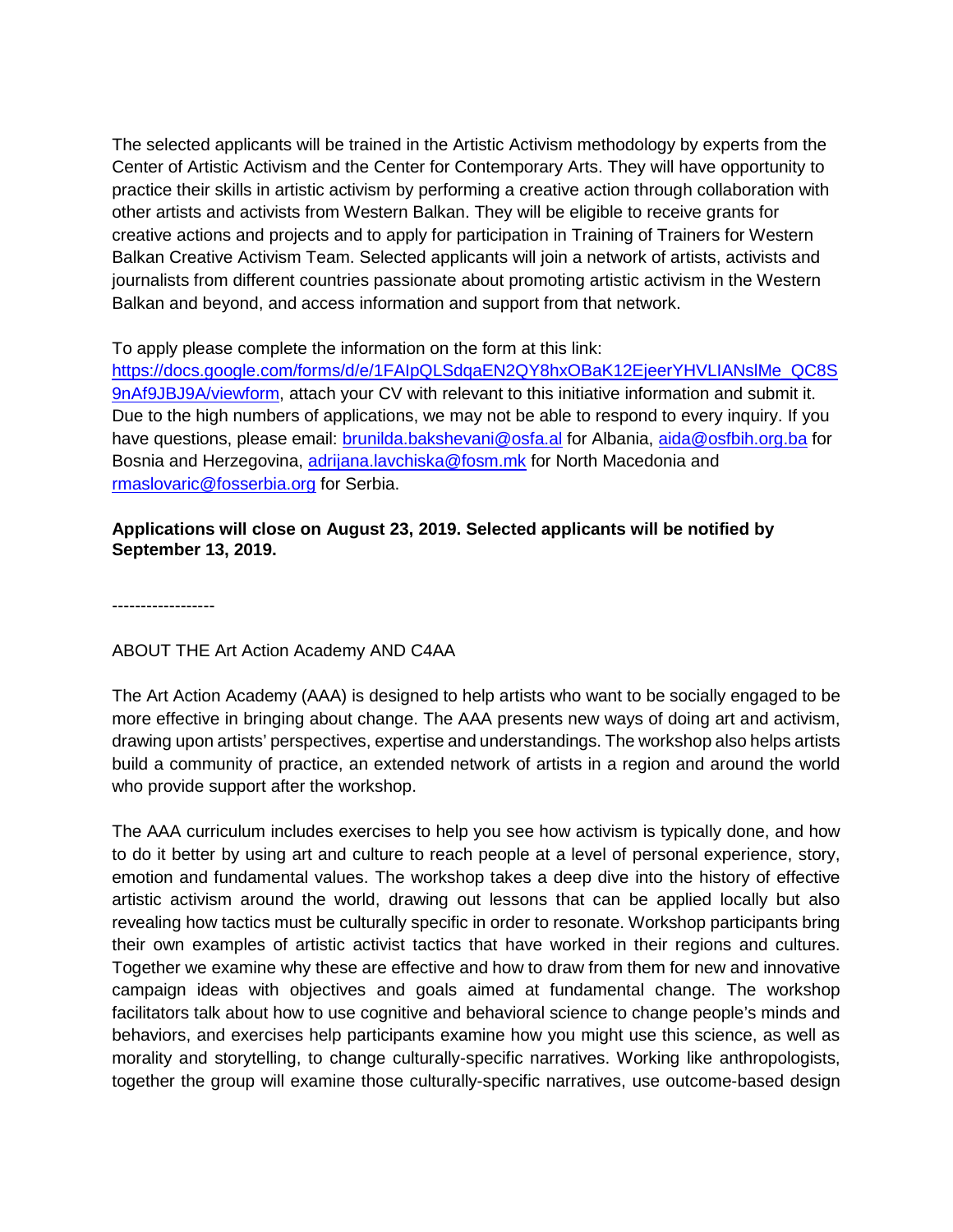The selected applicants will be trained in the Artistic Activism methodology by experts from the Center of Artistic Activism and the Center for Contemporary Arts. They will have opportunity to practice their skills in artistic activism by performing a creative action through collaboration with other artists and activists from Western Balkan. They will be eligible to receive grants for creative actions and projects and to apply for participation in Training of Trainers for Western Balkan Creative Activism Team. Selected applicants will join a network of artists, activists and journalists from different countries passionate about promoting artistic activism in the Western Balkan and beyond, and access information and support from that network.

To apply please complete the information on the form at this link: [https://docs.google.com/forms/d/e/1FAIpQLSdqaEN2QY8hxOBaK12EjeerYHVLIANslMe_QC8S9nAf9JBJ9A/viewform](https://docs.google.com/forms/d/e/1FAIpQLSdqaEN2QY8hxOBaK12EjeerYHVLIANslMe_QC8S9nAf9JBJ9A/viewform), attach your CV with relevant to this initiative information and submit it. Due to the high numbers of applications, we may not be able to respond to every inquiry. If you have questions, please email: brunilda.bakshevani@osfa.al for Albania, aida@osfbih.org.ba for Bosnia and Herzegovina, adrijana.lavchiska@fosm.mk for North Macedonia and rmaslovaric@fosserbia.org for Serbia.

**Applications will close on August 23, 2019. Selected applicants will be notified by September 13, 2019.**

------------------

ABOUT THE Art Action Academy AND C4AA

The Art Action Academy (AAA) is designed to help artists who want to be socially engaged to be more effective in bringing about change. The AAA presents new ways of doing art and activism, drawing upon artists' perspectives, expertise and understandings. The workshop also helps artists build a community of practice, an extended network of artists in a region and around the world who provide support after the workshop.

The AAA curriculum includes exercises to help you see how activism is typically done, and how to do it better by using art and culture to reach people at a level of personal experience, story, emotion and fundamental values. The workshop takes a deep dive into the history of effective artistic activism around the world, drawing out lessons that can be applied locally but also revealing how tactics must be culturally specific in order to resonate. Workshop participants bring their own examples of artistic activist tactics that have worked in their regions and cultures. Together we examine why these are effective and how to draw from them for new and innovative campaign ideas with objectives and goals aimed at fundamental change. The workshop facilitators talk about how to use cognitive and behavioral science to change people's minds and behaviors, and exercises help participants examine how you might use this science, as well as morality and storytelling, to change culturally-specific narratives. Working like anthropologists, together the group will examine those culturally-specific narratives, use outcome-based design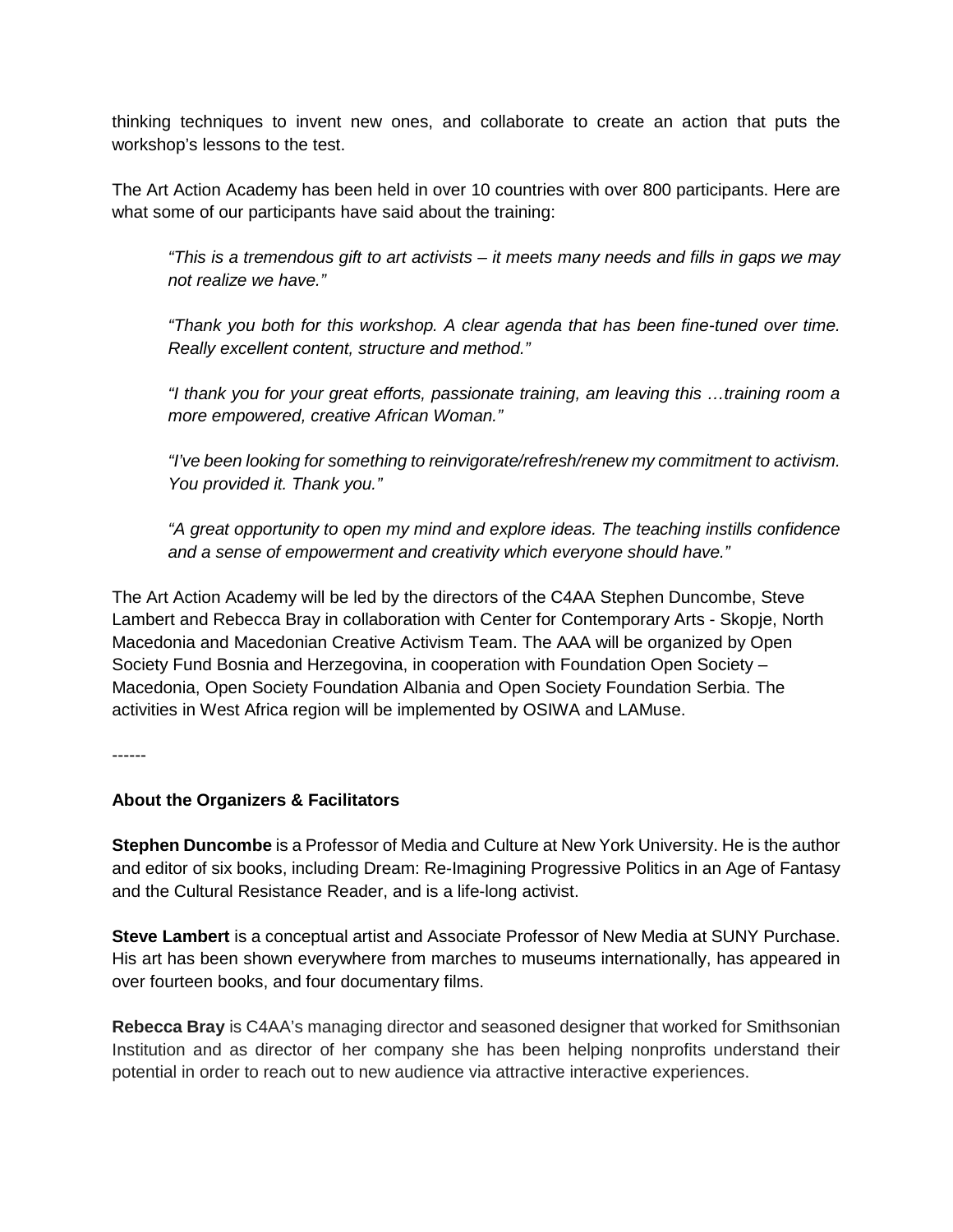thinking techniques to invent new ones, and collaborate to create an action that puts the workshop's lessons to the test.

The Art Action Academy has been held in over 10 countries with over 800 participants. Here are what some of our participants have said about the training:

> *"This is a tremendous gift to art activists – it meets many needs and fills in gaps we may not realize we have."*
>
> *"Thank you both for this workshop. A clear agenda that has been fine-tuned over time. Really excellent content, structure and method."*
>
> *"I thank you for your great efforts, passionate training, am leaving this …training room a more empowered, creative African Woman."*
>
> *"I've been looking for something to reinvigorate/refresh/renew my commitment to activism. You provided it. Thank you."*
>
> *"A great opportunity to open my mind and explore ideas. The teaching instills confidence and a sense of empowerment and creativity which everyone should have."*

The Art Action Academy will be led by the directors of the C4AA Stephen Duncombe, Steve Lambert and Rebecca Bray in collaboration with Center for Contemporary Arts - Skopje, North Macedonia and Macedonian Creative Activism Team. The AAA will be organized by Open Society Fund Bosnia and Herzegovina, in cooperation with Foundation Open Society – Macedonia, Open Society Foundation Albania and Open Society Foundation Serbia. The activities in West Africa region will be implemented by OSIWA and LAMuse.

------

**About the Organizers & Facilitators**

**Stephen Duncombe** is a Professor of Media and Culture at New York University. He is the author and editor of six books, including Dream: Re-Imagining Progressive Politics in an Age of Fantasy and the Cultural Resistance Reader, and is a life-long activist.

**Steve Lambert** is a conceptual artist and Associate Professor of New Media at SUNY Purchase. His art has been shown everywhere from marches to museums internationally, has appeared in over fourteen books, and four documentary films.

**Rebecca Bray** is C4AA's managing director and seasoned designer that worked for Smithsonian Institution and as director of her company she has been helping nonprofits understand their potential in order to reach out to new audience via attractive interactive experiences.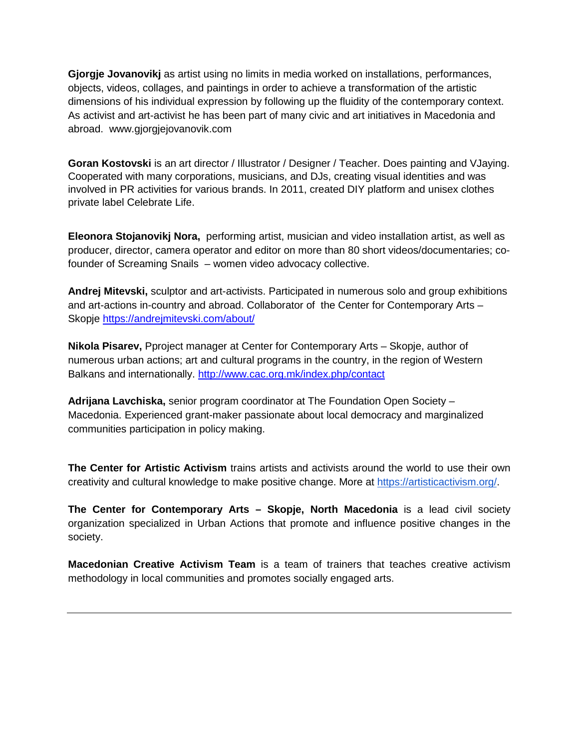**Gjorgje Jovanovikj** as artist using no limits in media worked on installations, performances, objects, videos, collages, and paintings in order to achieve a transformation of the artistic dimensions of his individual expression by following up the fluidity of the contemporary context. As activist and art-activist he has been part of many civic and art initiatives in Macedonia and abroad. www.gjorgjejovanovik.com

**Goran Kostovski** is an art director / Illustrator / Designer / Teacher. Does painting and VJaying. Cooperated with many corporations, musicians, and DJs, creating visual identities and was involved in PR activities for various brands. In 2011, created DIY platform and unisex clothes private label Celebrate Life.

**Eleonora Stojanovikj Nora,** performing artist, musician and video installation artist, as well as producer, director, camera operator and editor on more than 80 short videos/documentaries; co-founder of Screaming Snails – women video advocacy collective.

**Andrej Mitevski,** sculptor and art-activists. Participated in numerous solo and group exhibitions and art-actions in-country and abroad. Collaborator of the Center for Contemporary Arts – Skopje https://andrejmitevski.com/about/

**Nikola Pisarev,** Pproject manager at Center for Contemporary Arts – Skopje, author of numerous urban actions; art and cultural programs in the country, in the region of Western Balkans and internationally. http://www.cac.org.mk/index.php/contact

**Adrijana Lavchiska,** senior program coordinator at The Foundation Open Society – Macedonia. Experienced grant-maker passionate about local democracy and marginalized communities participation in policy making.

**The Center for Artistic Activism** trains artists and activists around the world to use their own creativity and cultural knowledge to make positive change. More at https://artisticactivism.org/.

**The Center for Contemporary Arts – Skopje, North Macedonia** is a lead civil society organization specialized in Urban Actions that promote and influence positive changes in the society.

**Macedonian Creative Activism Team** is a team of trainers that teaches creative activism methodology in local communities and promotes socially engaged arts.